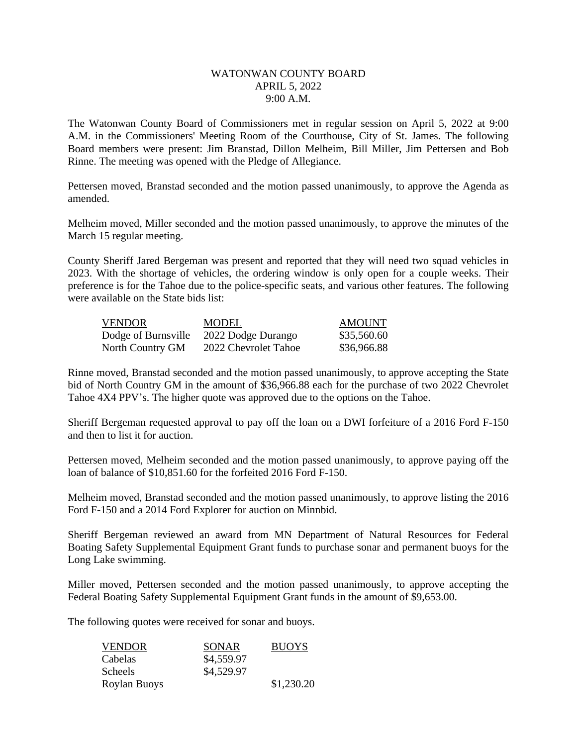# WATONWAN COUNTY BOARD
## APRIL 5, 2022
## 9:00 A.M.

The Watonwan County Board of Commissioners met in regular session on April 5, 2022 at 9:00 A.M. in the Commissioners' Meeting Room of the Courthouse, City of St. James. The following Board members were present: Jim Branstad, Dillon Melheim, Bill Miller, Jim Pettersen and Bob Rinne. The meeting was opened with the Pledge of Allegiance.

Pettersen moved, Branstad seconded and the motion passed unanimously, to approve the Agenda as amended.

Melheim moved, Miller seconded and the motion passed unanimously, to approve the minutes of the March 15 regular meeting.

County Sheriff Jared Bergeman was present and reported that they will need two squad vehicles in 2023. With the shortage of vehicles, the ordering window is only open for a couple weeks. Their preference is for the Tahoe due to the police-specific seats, and various other features. The following were available on the State bids list:

| VENDOR | MODEL | AMOUNT |
| --- | --- | --- |
| Dodge of Burnsville | 2022 Dodge Durango | $35,560.60 |
| North Country GM | 2022 Chevrolet Tahoe | $36,966.88 |

Rinne moved, Branstad seconded and the motion passed unanimously, to approve accepting the State bid of North Country GM in the amount of $36,966.88 each for the purchase of two 2022 Chevrolet Tahoe 4X4 PPV's. The higher quote was approved due to the options on the Tahoe.

Sheriff Bergeman requested approval to pay off the loan on a DWI forfeiture of a 2016 Ford F-150 and then to list it for auction.

Pettersen moved, Melheim seconded and the motion passed unanimously, to approve paying off the loan of balance of $10,851.60 for the forfeited 2016 Ford F-150.

Melheim moved, Branstad seconded and the motion passed unanimously, to approve listing the 2016 Ford F-150 and a 2014 Ford Explorer for auction on Minnbid.

Sheriff Bergeman reviewed an award from MN Department of Natural Resources for Federal Boating Safety Supplemental Equipment Grant funds to purchase sonar and permanent buoys for the Long Lake swimming.

Miller moved, Pettersen seconded and the motion passed unanimously, to approve accepting the Federal Boating Safety Supplemental Equipment Grant funds in the amount of $9,653.00.

The following quotes were received for sonar and buoys.

| VENDOR | SONAR | BUOYS |
| --- | --- | --- |
| Cabelas | $4,559.97 | |
| Scheels | $4,529.97 | |
| Roylan Buoys | | $1,230.20 |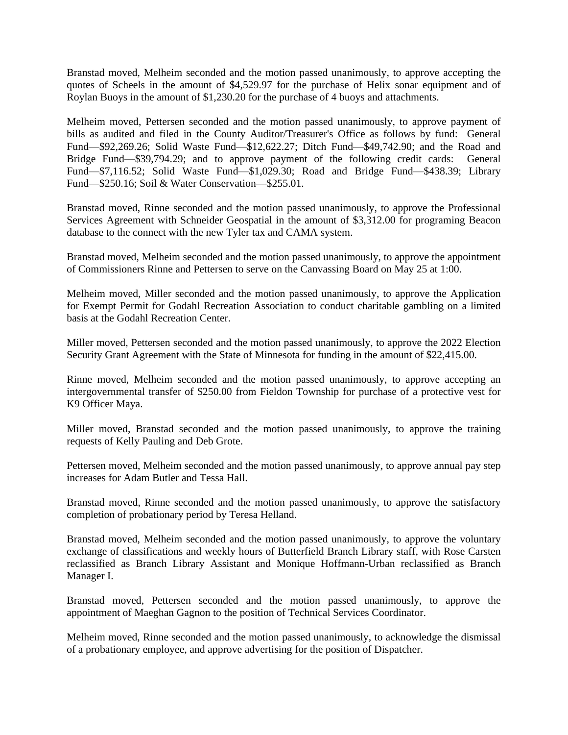Branstad moved, Melheim seconded and the motion passed unanimously, to approve accepting the quotes of Scheels in the amount of $4,529.97 for the purchase of Helix sonar equipment and of Roylan Buoys in the amount of $1,230.20 for the purchase of 4 buoys and attachments.

Melheim moved, Pettersen seconded and the motion passed unanimously, to approve payment of bills as audited and filed in the County Auditor/Treasurer's Office as follows by fund: General Fund—$92,269.26; Solid Waste Fund—$12,622.27; Ditch Fund—$49,742.90; and the Road and Bridge Fund—$39,794.29; and to approve payment of the following credit cards: General Fund—$7,116.52; Solid Waste Fund—$1,029.30; Road and Bridge Fund—$438.39; Library Fund—$250.16; Soil & Water Conservation—$255.01.

Branstad moved, Rinne seconded and the motion passed unanimously, to approve the Professional Services Agreement with Schneider Geospatial in the amount of $3,312.00 for programing Beacon database to the connect with the new Tyler tax and CAMA system.

Branstad moved, Melheim seconded and the motion passed unanimously, to approve the appointment of Commissioners Rinne and Pettersen to serve on the Canvassing Board on May 25 at 1:00.

Melheim moved, Miller seconded and the motion passed unanimously, to approve the Application for Exempt Permit for Godahl Recreation Association to conduct charitable gambling on a limited basis at the Godahl Recreation Center.

Miller moved, Pettersen seconded and the motion passed unanimously, to approve the 2022 Election Security Grant Agreement with the State of Minnesota for funding in the amount of $22,415.00.

Rinne moved, Melheim seconded and the motion passed unanimously, to approve accepting an intergovernmental transfer of $250.00 from Fieldon Township for purchase of a protective vest for K9 Officer Maya.

Miller moved, Branstad seconded and the motion passed unanimously, to approve the training requests of Kelly Pauling and Deb Grote.

Pettersen moved, Melheim seconded and the motion passed unanimously, to approve annual pay step increases for Adam Butler and Tessa Hall.

Branstad moved, Rinne seconded and the motion passed unanimously, to approve the satisfactory completion of probationary period by Teresa Helland.

Branstad moved, Melheim seconded and the motion passed unanimously, to approve the voluntary exchange of classifications and weekly hours of Butterfield Branch Library staff, with Rose Carsten reclassified as Branch Library Assistant and Monique Hoffmann-Urban reclassified as Branch Manager I.

Branstad moved, Pettersen seconded and the motion passed unanimously, to approve the appointment of Maeghan Gagnon to the position of Technical Services Coordinator.

Melheim moved, Rinne seconded and the motion passed unanimously, to acknowledge the dismissal of a probationary employee, and approve advertising for the position of Dispatcher.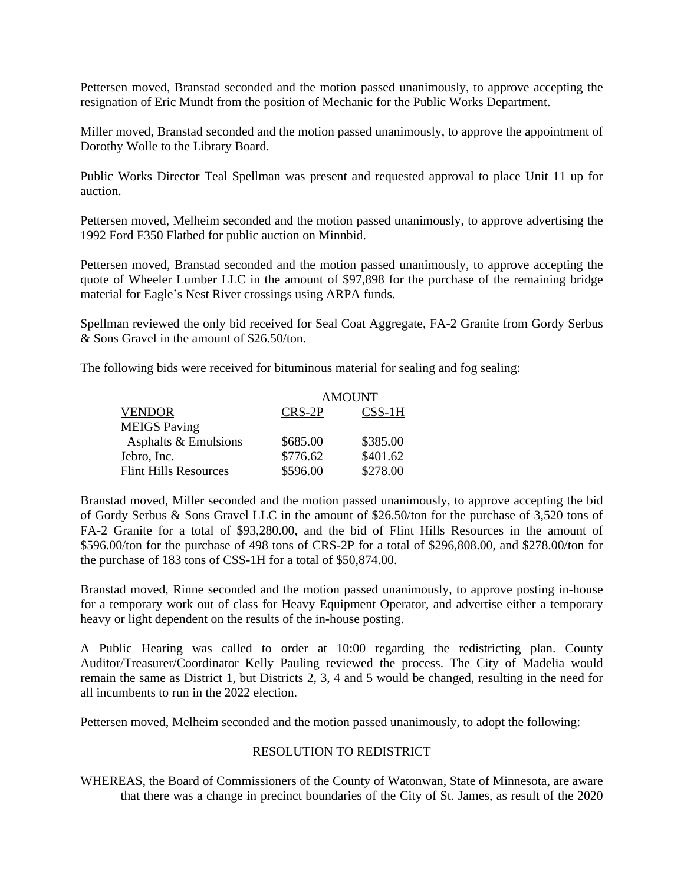Pettersen moved, Branstad seconded and the motion passed unanimously, to approve accepting the resignation of Eric Mundt from the position of Mechanic for the Public Works Department.

Miller moved, Branstad seconded and the motion passed unanimously, to approve the appointment of Dorothy Wolle to the Library Board.

Public Works Director Teal Spellman was present and requested approval to place Unit 11 up for auction.

Pettersen moved, Melheim seconded and the motion passed unanimously, to approve advertising the 1992 Ford F350 Flatbed for public auction on Minnbid.

Pettersen moved, Branstad seconded and the motion passed unanimously, to approve accepting the quote of Wheeler Lumber LLC in the amount of $97,898 for the purchase of the remaining bridge material for Eagle's Nest River crossings using ARPA funds.

Spellman reviewed the only bid received for Seal Coat Aggregate, FA-2 Granite from Gordy Serbus & Sons Gravel in the amount of $26.50/ton.

The following bids were received for bituminous material for sealing and fog sealing:

| | AMOUNT | |
|---|---|---|
| VENDOR | CRS-2P | CSS-1H |
| MEIGS Paving Asphalts & Emulsions | $685.00 | $385.00 |
| Jebro, Inc. | $776.62 | $401.62 |
| Flint Hills Resources | $596.00 | $278.00 |

Branstad moved, Miller seconded and the motion passed unanimously, to approve accepting the bid of Gordy Serbus & Sons Gravel LLC in the amount of $26.50/ton for the purchase of 3,520 tons of FA-2 Granite for a total of $93,280.00, and the bid of Flint Hills Resources in the amount of $596.00/ton for the purchase of 498 tons of CRS-2P for a total of $296,808.00, and $278.00/ton for the purchase of 183 tons of CSS-1H for a total of $50,874.00.

Branstad moved, Rinne seconded and the motion passed unanimously, to approve posting in-house for a temporary work out of class for Heavy Equipment Operator, and advertise either a temporary heavy or light dependent on the results of the in-house posting.

A Public Hearing was called to order at 10:00 regarding the redistricting plan. County Auditor/Treasurer/Coordinator Kelly Pauling reviewed the process. The City of Madelia would remain the same as District 1, but Districts 2, 3, 4 and 5 would be changed, resulting in the need for all incumbents to run in the 2022 election.

Pettersen moved, Melheim seconded and the motion passed unanimously, to adopt the following:

RESOLUTION TO REDISTRICT

WHEREAS, the Board of Commissioners of the County of Watonwan, State of Minnesota, are aware that there was a change in precinct boundaries of the City of St. James, as result of the 2020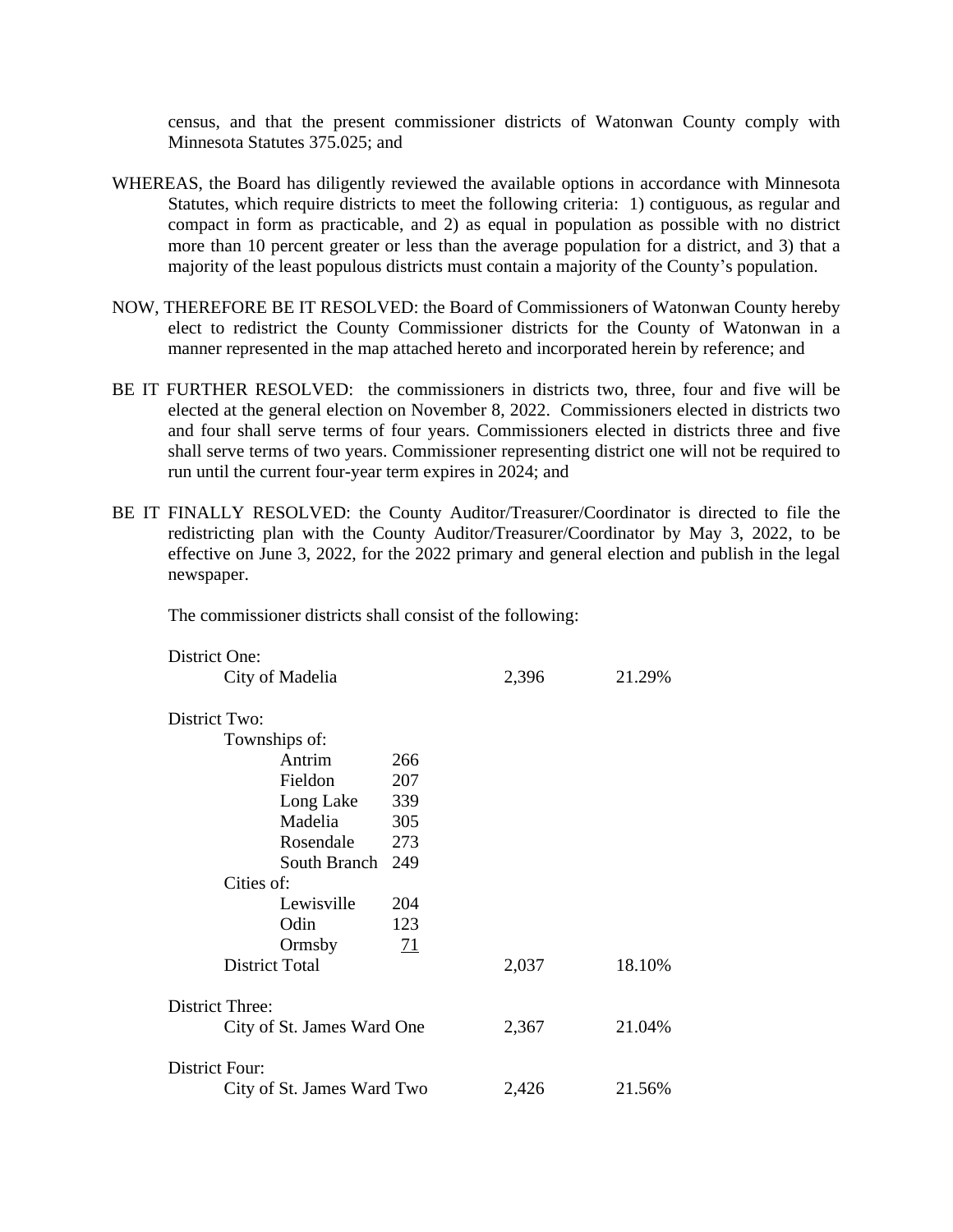census, and that the present commissioner districts of Watonwan County comply with Minnesota Statutes 375.025; and

WHEREAS, the Board has diligently reviewed the available options in accordance with Minnesota Statutes, which require districts to meet the following criteria: 1) contiguous, as regular and compact in form as practicable, and 2) as equal in population as possible with no district more than 10 percent greater or less than the average population for a district, and 3) that a majority of the least populous districts must contain a majority of the County's population.

NOW, THEREFORE BE IT RESOLVED: the Board of Commissioners of Watonwan County hereby elect to redistrict the County Commissioner districts for the County of Watonwan in a manner represented in the map attached hereto and incorporated herein by reference; and

BE IT FURTHER RESOLVED: the commissioners in districts two, three, four and five will be elected at the general election on November 8, 2022. Commissioners elected in districts two and four shall serve terms of four years. Commissioners elected in districts three and five shall serve terms of two years. Commissioner representing district one will not be required to run until the current four-year term expires in 2024; and

BE IT FINALLY RESOLVED: the County Auditor/Treasurer/Coordinator is directed to file the redistricting plan with the County Auditor/Treasurer/Coordinator by May 3, 2022, to be effective on June 3, 2022, for the 2022 primary and general election and publish in the legal newspaper.

The commissioner districts shall consist of the following:

| | | | |
|---|---|---|---|
| **District One:** | | | |
| City of Madelia | | 2,396 | 21.29% |
| **District Two:** | | | |
| Townships of: | | | |
| Antrim | 266 | | |
| Fieldon | 207 | | |
| Long Lake | 339 | | |
| Madelia | 305 | | |
| Rosendale | 273 | | |
| South Branch | 249 | | |
| Cities of: | | | |
| Lewisville | 204 | | |
| Odin | 123 | | |
| Ormsby | 71 | | |
| District Total | | 2,037 | 18.10% |
| **District Three:** | | | |
| City of St. James Ward One | | 2,367 | 21.04% |
| **District Four:** | | | |
| City of St. James Ward Two | | 2,426 | 21.56% |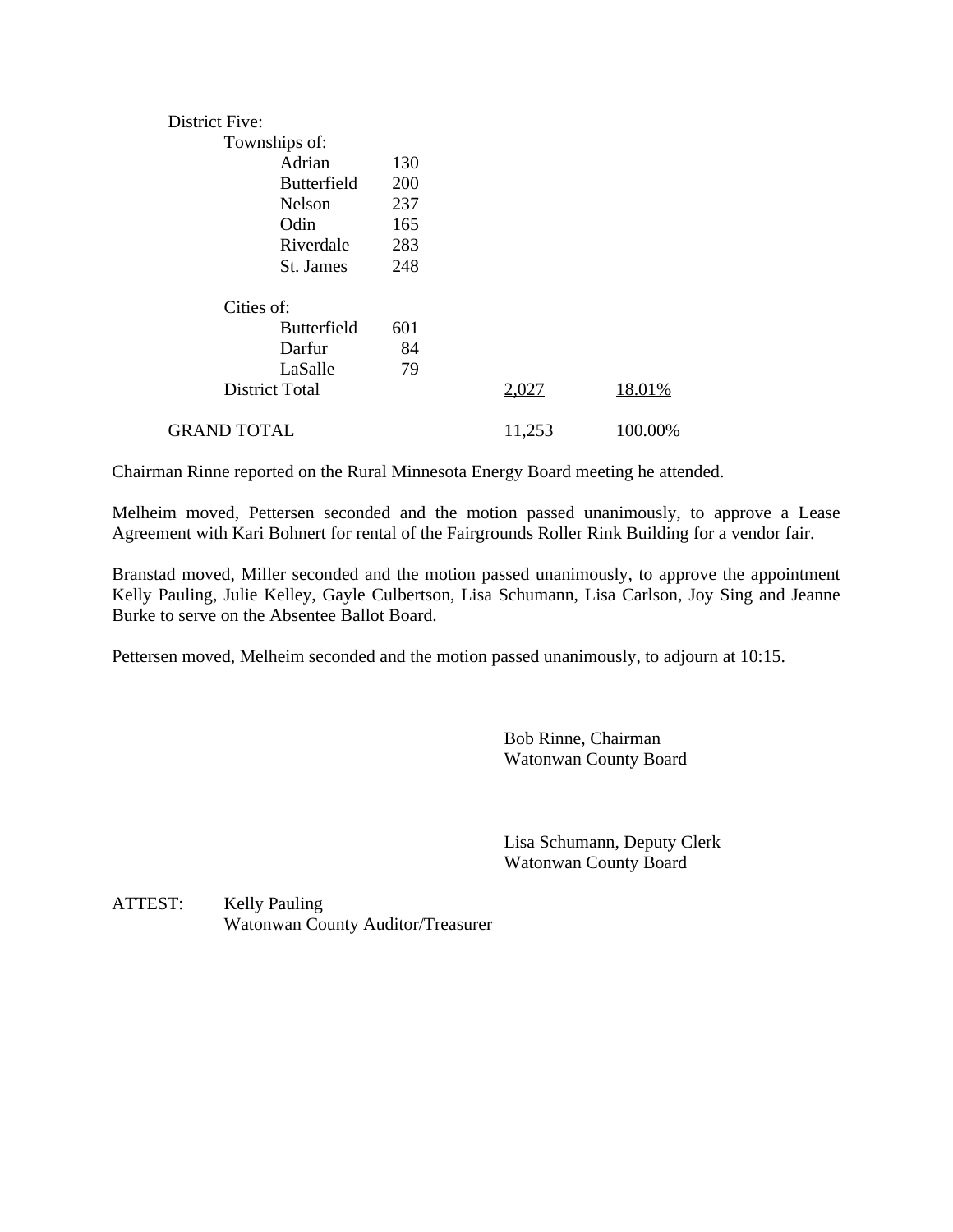| | | | |
|---|---|---|---|
| District Five: | | | |
| Townships of: | | | |
| Adrian | 130 | | |
| Butterfield | 200 | | |
| Nelson | 237 | | |
| Odin | 165 | | |
| Riverdale | 283 | | |
| St. James | 248 | | |
| Cities of: | | | |
| Butterfield | 601 | | |
| Darfur | 84 | | |
| LaSalle | 79 | | |
| District Total | | 2,027 | 18.01% |
| GRAND TOTAL | | 11,253 | 100.00% |

Chairman Rinne reported on the Rural Minnesota Energy Board meeting he attended.

Melheim moved, Pettersen seconded and the motion passed unanimously, to approve a Lease Agreement with Kari Bohnert for rental of the Fairgrounds Roller Rink Building for a vendor fair.

Branstad moved, Miller seconded and the motion passed unanimously, to approve the appointment Kelly Pauling, Julie Kelley, Gayle Culbertson, Lisa Schumann, Lisa Carlson, Joy Sing and Jeanne Burke to serve on the Absentee Ballot Board.

Pettersen moved, Melheim seconded and the motion passed unanimously, to adjourn at 10:15.

Bob Rinne, Chairman
Watonwan County Board

Lisa Schumann, Deputy Clerk
Watonwan County Board

ATTEST: Kelly Pauling
Watonwan County Auditor/Treasurer